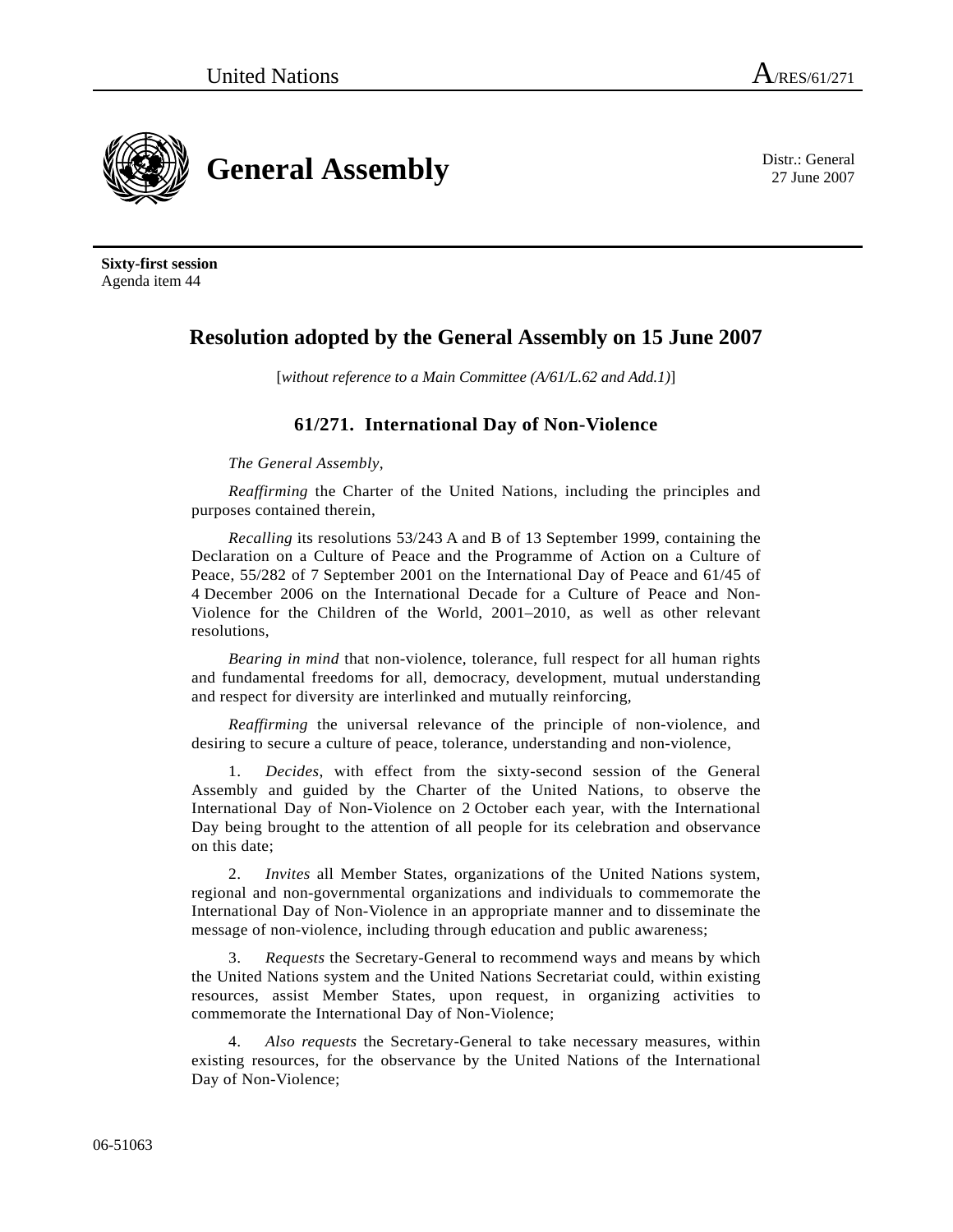United Nations A/RES/61/271

# General Assembly

Distr.: General
27 June 2007

**Sixty-first session**
Agenda item 44

## Resolution adopted by the General Assembly on 15 June 2007

[*without reference to a Main Committee (A/61/L.62 and Add.1)*]

### 61/271. International Day of Non-Violence

*The General Assembly*,

*Reaffirming* the Charter of the United Nations, including the principles and purposes contained therein,

*Recalling* its resolutions 53/243 A and B of 13 September 1999, containing the Declaration on a Culture of Peace and the Programme of Action on a Culture of Peace, 55/282 of 7 September 2001 on the International Day of Peace and 61/45 of 4 December 2006 on the International Decade for a Culture of Peace and Non-Violence for the Children of the World, 2001–2010, as well as other relevant resolutions,

*Bearing in mind* that non-violence, tolerance, full respect for all human rights and fundamental freedoms for all, democracy, development, mutual understanding and respect for diversity are interlinked and mutually reinforcing,

*Reaffirming* the universal relevance of the principle of non-violence, and desiring to secure a culture of peace, tolerance, understanding and non-violence,

1. *Decides*, with effect from the sixty-second session of the General Assembly and guided by the Charter of the United Nations, to observe the International Day of Non-Violence on 2 October each year, with the International Day being brought to the attention of all people for its celebration and observance on this date;

2. *Invites* all Member States, organizations of the United Nations system, regional and non-governmental organizations and individuals to commemorate the International Day of Non-Violence in an appropriate manner and to disseminate the message of non-violence, including through education and public awareness;

3. *Requests* the Secretary-General to recommend ways and means by which the United Nations system and the United Nations Secretariat could, within existing resources, assist Member States, upon request, in organizing activities to commemorate the International Day of Non-Violence;

4. *Also requests* the Secretary-General to take necessary measures, within existing resources, for the observance by the United Nations of the International Day of Non-Violence;

06-51063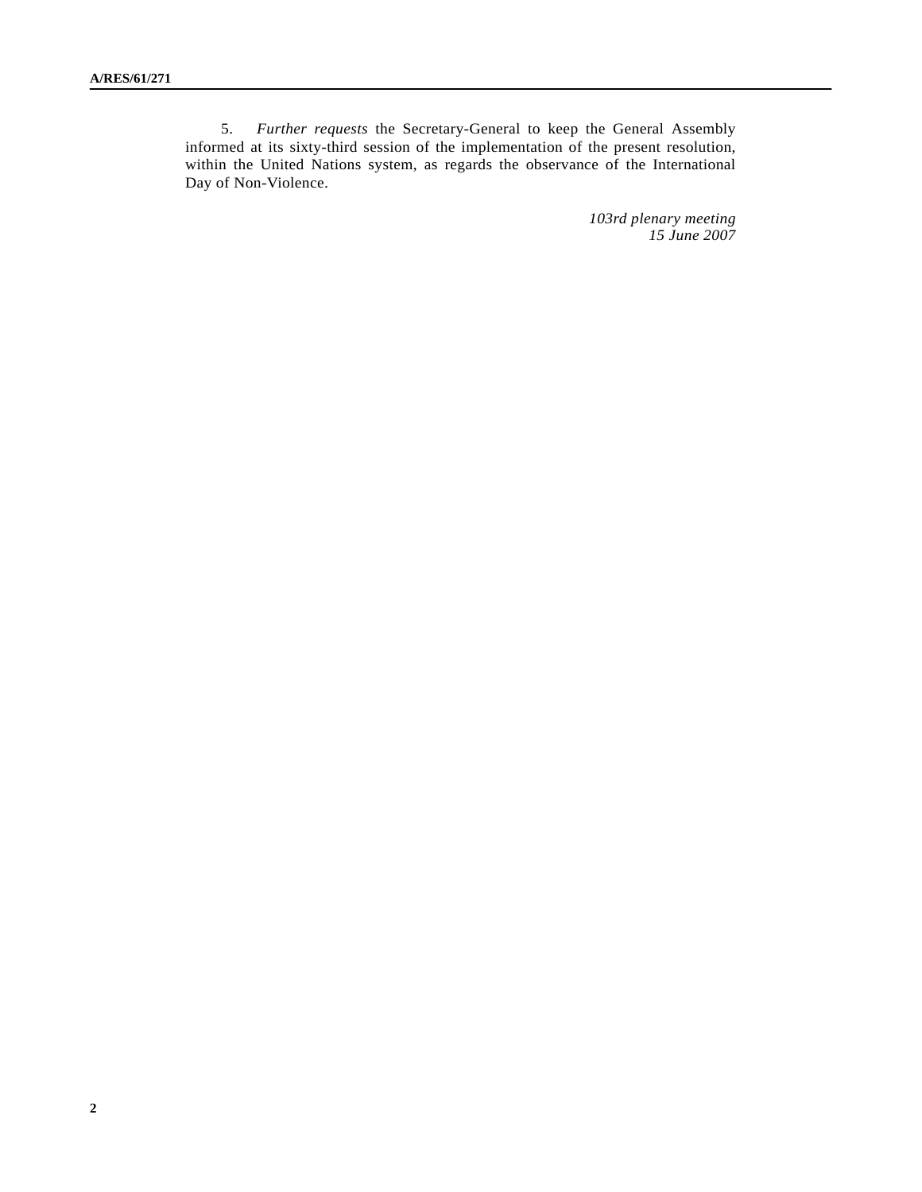5. *Further requests* the Secretary-General to keep the General Assembly informed at its sixty-third session of the implementation of the present resolution, within the United Nations system, as regards the observance of the International Day of Non-Violence.

*103rd plenary meeting*
*15 June 2007*